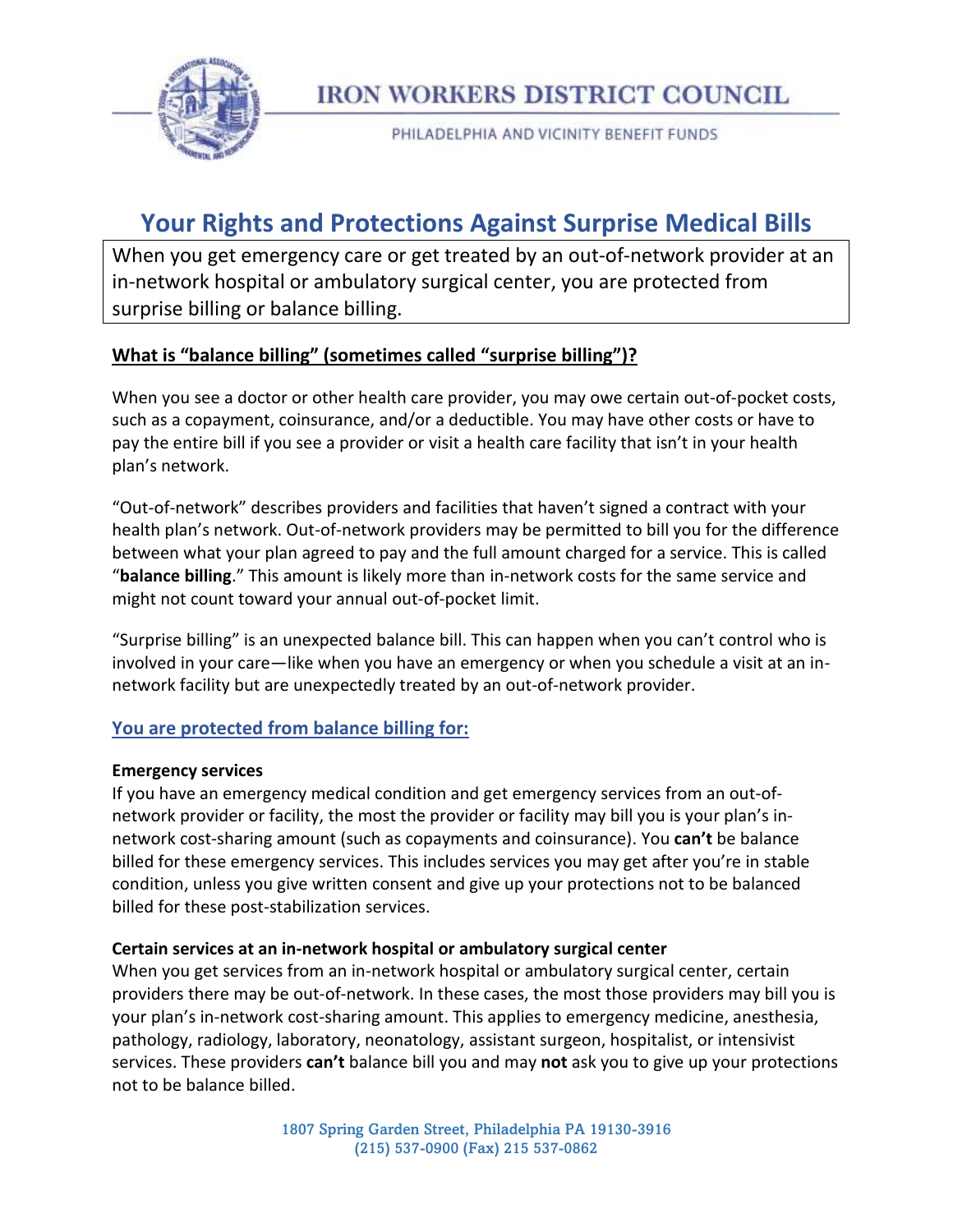IRON WORKERS DISTRICT COUNCIL

PHILADELPHIA AND VICINITY BENEFIT FUNDS

# Your Rights and Protections Against Surprise Medical Bills

When you get emergency care or get treated by an out-of-network provider at an in-network hospital or ambulatory surgical center, you are protected from surprise billing or balance billing.

## What is "balance billing" (sometimes called "surprise billing")?

When you see a doctor or other health care provider, you may owe certain out-of-pocket costs, such as a copayment, coinsurance, and/or a deductible. You may have other costs or have to pay the entire bill if you see a provider or visit a health care facility that isn't in your health plan's network.

"Out-of-network" describes providers and facilities that haven't signed a contract with your health plan's network. Out-of-network providers may be permitted to bill you for the difference between what your plan agreed to pay and the full amount charged for a service. This is called "**balance billing**." This amount is likely more than in-network costs for the same service and might not count toward your annual out-of-pocket limit.

"Surprise billing" is an unexpected balance bill. This can happen when you can't control who is involved in your care—like when you have an emergency or when you schedule a visit at an in-network facility but are unexpectedly treated by an out-of-network provider.

## You are protected from balance billing for:

**Emergency services**

If you have an emergency medical condition and get emergency services from an out-of-network provider or facility, the most the provider or facility may bill you is your plan's in-network cost-sharing amount (such as copayments and coinsurance). You **can't** be balance billed for these emergency services. This includes services you may get after you're in stable condition, unless you give written consent and give up your protections not to be balanced billed for these post-stabilization services.

**Certain services at an in-network hospital or ambulatory surgical center**

When you get services from an in-network hospital or ambulatory surgical center, certain providers there may be out-of-network. In these cases, the most those providers may bill you is your plan's in-network cost-sharing amount. This applies to emergency medicine, anesthesia, pathology, radiology, laboratory, neonatology, assistant surgeon, hospitalist, or intensivist services. These providers **can't** balance bill you and may **not** ask you to give up your protections not to be balance billed.

1807 Spring Garden Street, Philadelphia PA 19130-3916
(215) 537-0900 (Fax) 215 537-0862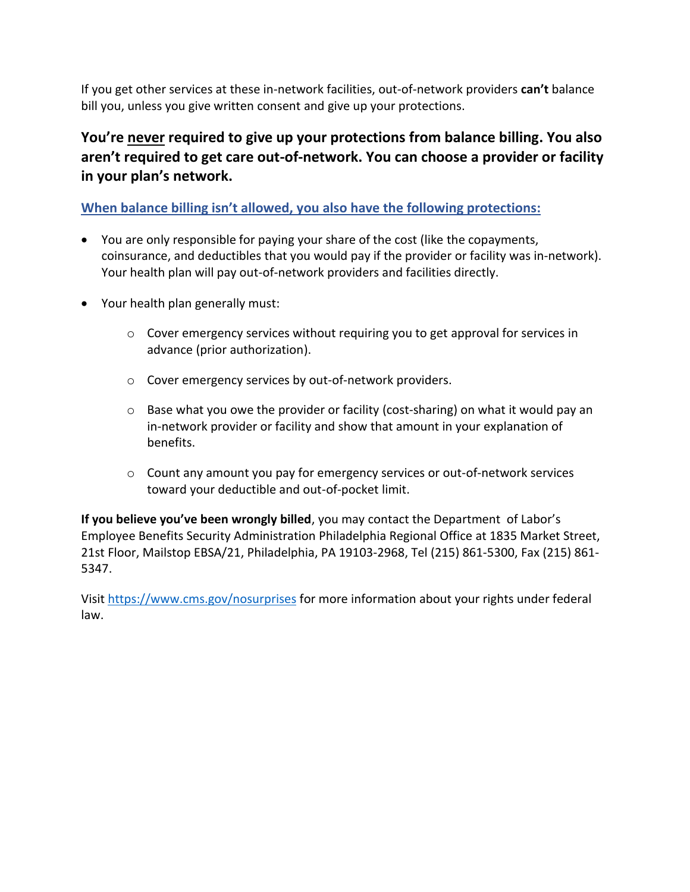If you get other services at these in-network facilities, out-of-network providers **can't** balance bill you, unless you give written consent and give up your protections.

**You're never required to give up your protections from balance billing. You also aren't required to get care out-of-network. You can choose a provider or facility in your plan's network.**

**When balance billing isn't allowed, you also have the following protections:**

- You are only responsible for paying your share of the cost (like the copayments, coinsurance, and deductibles that you would pay if the provider or facility was in-network). Your health plan will pay out-of-network providers and facilities directly.
- Your health plan generally must:
  - Cover emergency services without requiring you to get approval for services in advance (prior authorization).
  - Cover emergency services by out-of-network providers.
  - Base what you owe the provider or facility (cost-sharing) on what it would pay an in-network provider or facility and show that amount in your explanation of benefits.
  - Count any amount you pay for emergency services or out-of-network services toward your deductible and out-of-pocket limit.

**If you believe you've been wrongly billed**, you may contact the Department of Labor's Employee Benefits Security Administration Philadelphia Regional Office at 1835 Market Street, 21st Floor, Mailstop EBSA/21, Philadelphia, PA 19103-2968, Tel (215) 861-5300, Fax (215) 861-5347.

Visit https://www.cms.gov/nosurprises for more information about your rights under federal law.